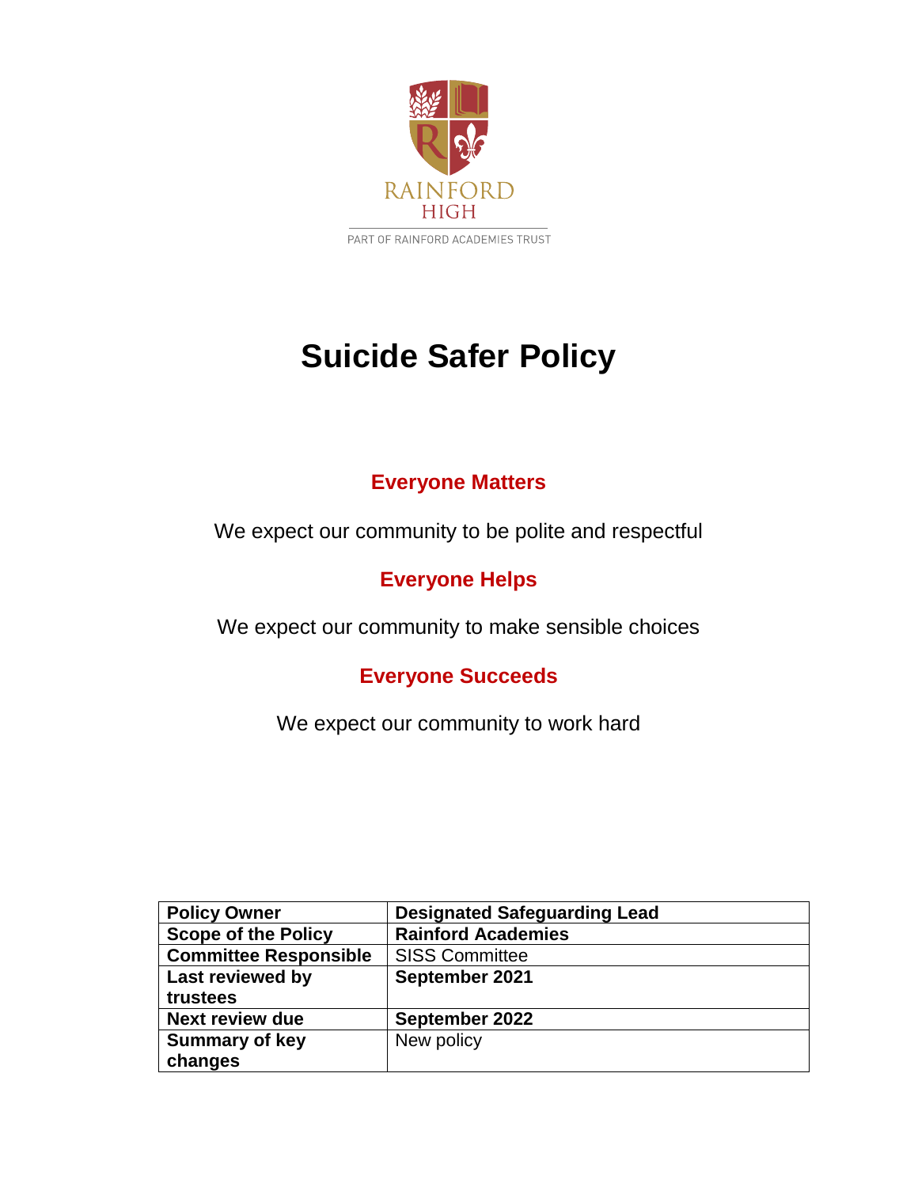RAINFORD HIGH

PART OF RAINFORD ACADEMIES TRUST

# Suicide Safer Policy

**Everyone Matters**

We expect our community to be polite and respectful

**Everyone Helps**

We expect our community to make sensible choices

**Everyone Succeeds**

We expect our community to work hard

| **Policy Owner** | **Designated Safeguarding Lead** |
|---|---|
| **Scope of the Policy** | **Rainford Academies** |
| **Committee Responsible** | SISS Committee |
| **Last reviewed by trustees** | **September 2021** |
| **Next review due** | **September 2022** |
| **Summary of key changes** | New policy |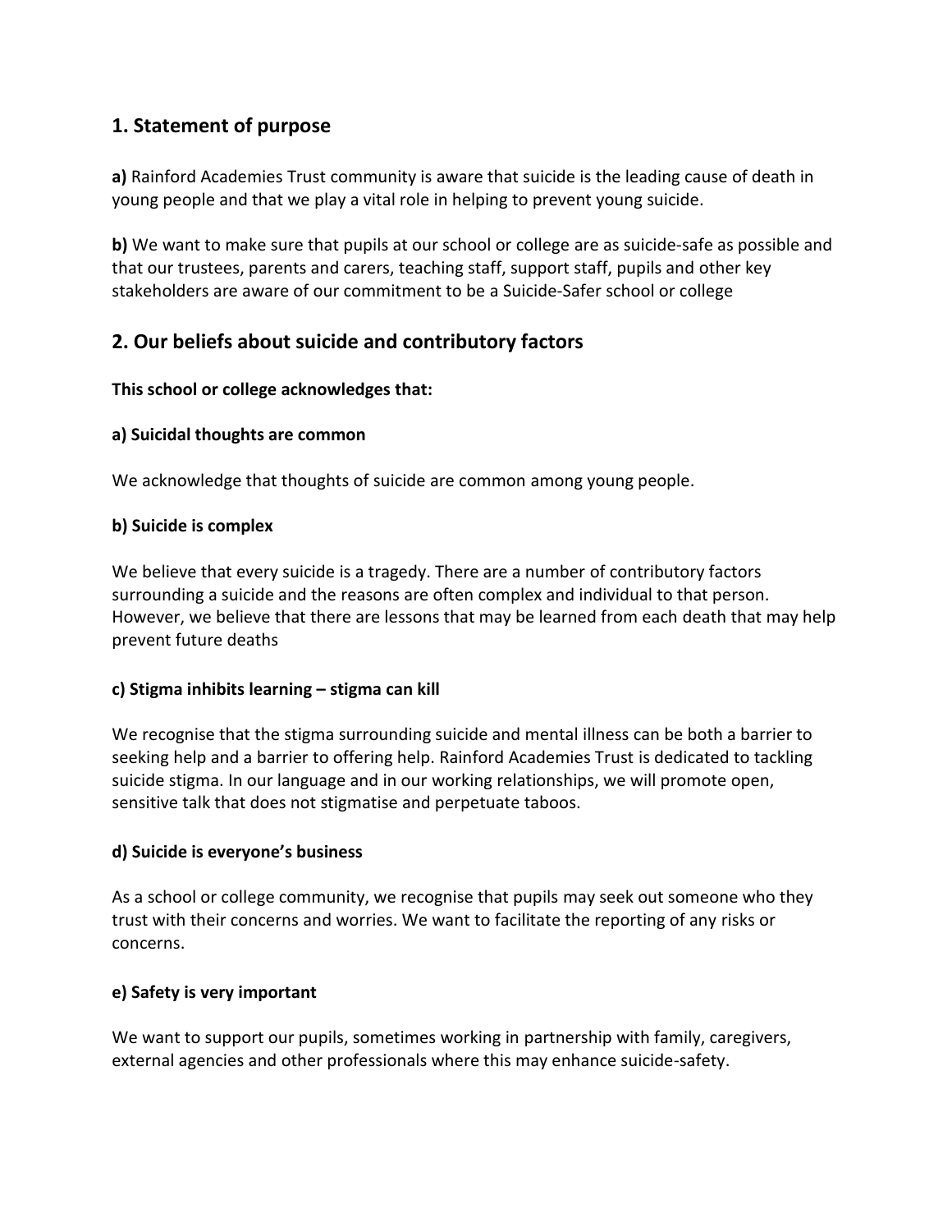## 1. Statement of purpose

**a)** Rainford Academies Trust community is aware that suicide is the leading cause of death in young people and that we play a vital role in helping to prevent young suicide.

**b)** We want to make sure that pupils at our school or college are as suicide-safe as possible and that our trustees, parents and carers, teaching staff, support staff, pupils and other key stakeholders are aware of our commitment to be a Suicide-Safer school or college

## 2. Our beliefs about suicide and contributory factors

**This school or college acknowledges that:**

**a) Suicidal thoughts are common**

We acknowledge that thoughts of suicide are common among young people.

**b) Suicide is complex**

We believe that every suicide is a tragedy. There are a number of contributory factors surrounding a suicide and the reasons are often complex and individual to that person. However, we believe that there are lessons that may be learned from each death that may help prevent future deaths

**c) Stigma inhibits learning – stigma can kill**

We recognise that the stigma surrounding suicide and mental illness can be both a barrier to seeking help and a barrier to offering help. Rainford Academies Trust is dedicated to tackling suicide stigma. In our language and in our working relationships, we will promote open, sensitive talk that does not stigmatise and perpetuate taboos.

**d) Suicide is everyone's business**

As a school or college community, we recognise that pupils may seek out someone who they trust with their concerns and worries. We want to facilitate the reporting of any risks or concerns.

**e) Safety is very important**

We want to support our pupils, sometimes working in partnership with family, caregivers, external agencies and other professionals where this may enhance suicide-safety.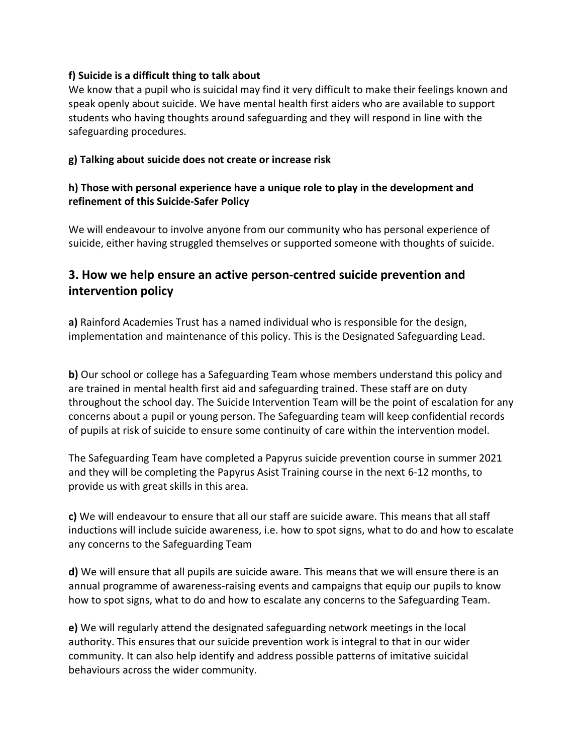**f) Suicide is a difficult thing to talk about**

We know that a pupil who is suicidal may find it very difficult to make their feelings known and speak openly about suicide. We have mental health first aiders who are available to support students who having thoughts around safeguarding and they will respond in line with the safeguarding procedures.

**g) Talking about suicide does not create or increase risk**

**h) Those with personal experience have a unique role to play in the development and refinement of this Suicide-Safer Policy**

We will endeavour to involve anyone from our community who has personal experience of suicide, either having struggled themselves or supported someone with thoughts of suicide.

## 3. How we help ensure an active person-centred suicide prevention and intervention policy

**a)** Rainford Academies Trust has a named individual who is responsible for the design, implementation and maintenance of this policy. This is the Designated Safeguarding Lead.

**b)** Our school or college has a Safeguarding Team whose members understand this policy and are trained in mental health first aid and safeguarding trained. These staff are on duty throughout the school day. The Suicide Intervention Team will be the point of escalation for any concerns about a pupil or young person. The Safeguarding team will keep confidential records of pupils at risk of suicide to ensure some continuity of care within the intervention model.

The Safeguarding Team have completed a Papyrus suicide prevention course in summer 2021 and they will be completing the Papyrus Asist Training course in the next 6-12 months, to provide us with great skills in this area.

**c)** We will endeavour to ensure that all our staff are suicide aware. This means that all staff inductions will include suicide awareness, i.e. how to spot signs, what to do and how to escalate any concerns to the Safeguarding Team

**d)** We will ensure that all pupils are suicide aware. This means that we will ensure there is an annual programme of awareness-raising events and campaigns that equip our pupils to know how to spot signs, what to do and how to escalate any concerns to the Safeguarding Team.

**e)** We will regularly attend the designated safeguarding network meetings in the local authority. This ensures that our suicide prevention work is integral to that in our wider community. It can also help identify and address possible patterns of imitative suicidal behaviours across the wider community.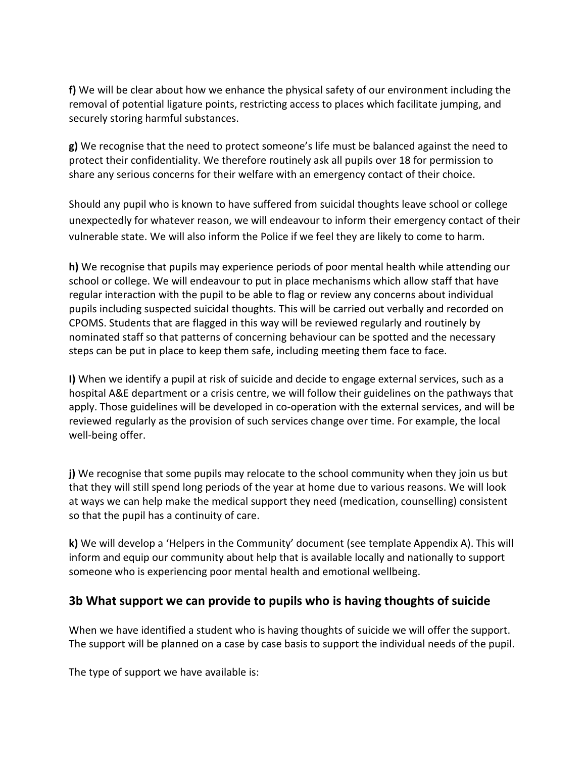**f)** We will be clear about how we enhance the physical safety of our environment including the removal of potential ligature points, restricting access to places which facilitate jumping, and securely storing harmful substances.

**g)** We recognise that the need to protect someone's life must be balanced against the need to protect their confidentiality. We therefore routinely ask all pupils over 18 for permission to share any serious concerns for their welfare with an emergency contact of their choice.

Should any pupil who is known to have suffered from suicidal thoughts leave school or college unexpectedly for whatever reason, we will endeavour to inform their emergency contact of their vulnerable state. We will also inform the Police if we feel they are likely to come to harm.

**h)** We recognise that pupils may experience periods of poor mental health while attending our school or college. We will endeavour to put in place mechanisms which allow staff that have regular interaction with the pupil to be able to flag or review any concerns about individual pupils including suspected suicidal thoughts. This will be carried out verbally and recorded on CPOMS. Students that are flagged in this way will be reviewed regularly and routinely by nominated staff so that patterns of concerning behaviour can be spotted and the necessary steps can be put in place to keep them safe, including meeting them face to face.

**I)** When we identify a pupil at risk of suicide and decide to engage external services, such as a hospital A&E department or a crisis centre, we will follow their guidelines on the pathways that apply. Those guidelines will be developed in co-operation with the external services, and will be reviewed regularly as the provision of such services change over time. For example, the local well-being offer.

**j)** We recognise that some pupils may relocate to the school community when they join us but that they will still spend long periods of the year at home due to various reasons. We will look at ways we can help make the medical support they need (medication, counselling) consistent so that the pupil has a continuity of care.

**k)** We will develop a 'Helpers in the Community' document (see template Appendix A). This will inform and equip our community about help that is available locally and nationally to support someone who is experiencing poor mental health and emotional wellbeing.

## 3b What support we can provide to pupils who is having thoughts of suicide

When we have identified a student who is having thoughts of suicide we will offer the support. The support will be planned on a case by case basis to support the individual needs of the pupil.

The type of support we have available is: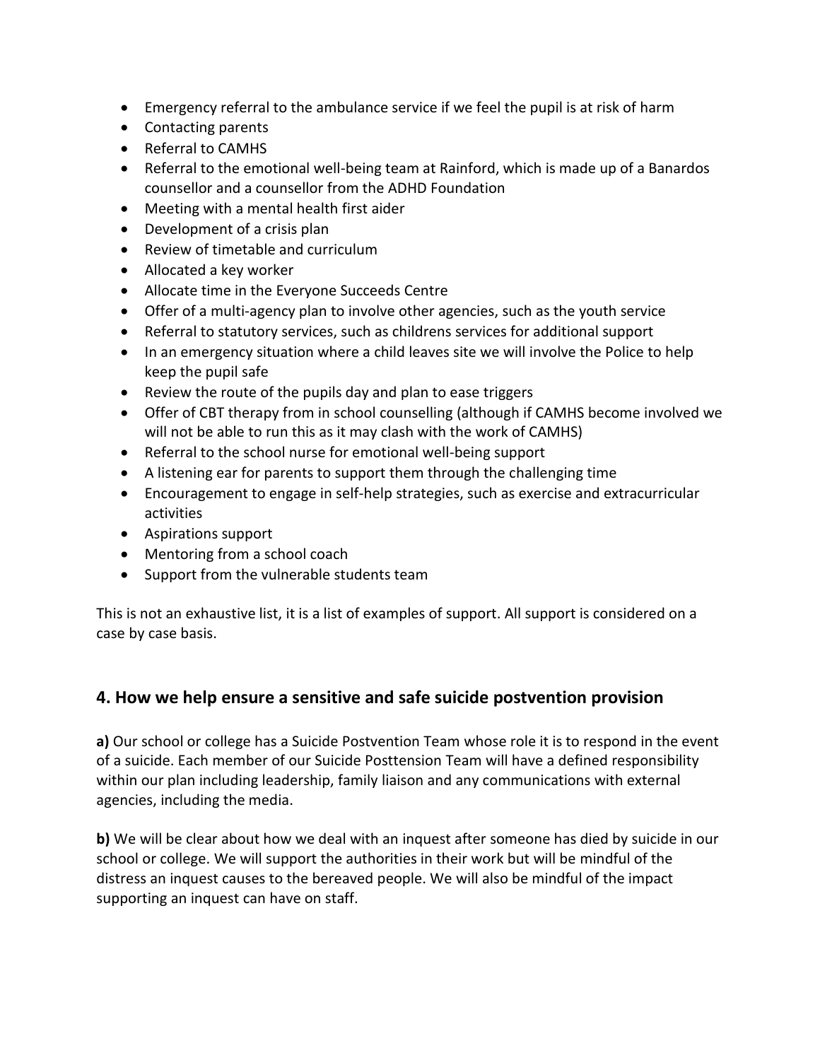- Emergency referral to the ambulance service if we feel the pupil is at risk of harm
- Contacting parents
- Referral to CAMHS
- Referral to the emotional well-being team at Rainford, which is made up of a Banardos counsellor and a counsellor from the ADHD Foundation
- Meeting with a mental health first aider
- Development of a crisis plan
- Review of timetable and curriculum
- Allocated a key worker
- Allocate time in the Everyone Succeeds Centre
- Offer of a multi-agency plan to involve other agencies, such as the youth service
- Referral to statutory services, such as childrens services for additional support
- In an emergency situation where a child leaves site we will involve the Police to help keep the pupil safe
- Review the route of the pupils day and plan to ease triggers
- Offer of CBT therapy from in school counselling (although if CAMHS become involved we will not be able to run this as it may clash with the work of CAMHS)
- Referral to the school nurse for emotional well-being support
- A listening ear for parents to support them through the challenging time
- Encouragement to engage in self-help strategies, such as exercise and extracurricular activities
- Aspirations support
- Mentoring from a school coach
- Support from the vulnerable students team

This is not an exhaustive list, it is a list of examples of support. All support is considered on a case by case basis.

## 4. How we help ensure a sensitive and safe suicide postvention provision

**a)** Our school or college has a Suicide Postvention Team whose role it is to respond in the event of a suicide. Each member of our Suicide Posttension Team will have a defined responsibility within our plan including leadership, family liaison and any communications with external agencies, including the media.

**b)** We will be clear about how we deal with an inquest after someone has died by suicide in our school or college. We will support the authorities in their work but will be mindful of the distress an inquest causes to the bereaved people. We will also be mindful of the impact supporting an inquest can have on staff.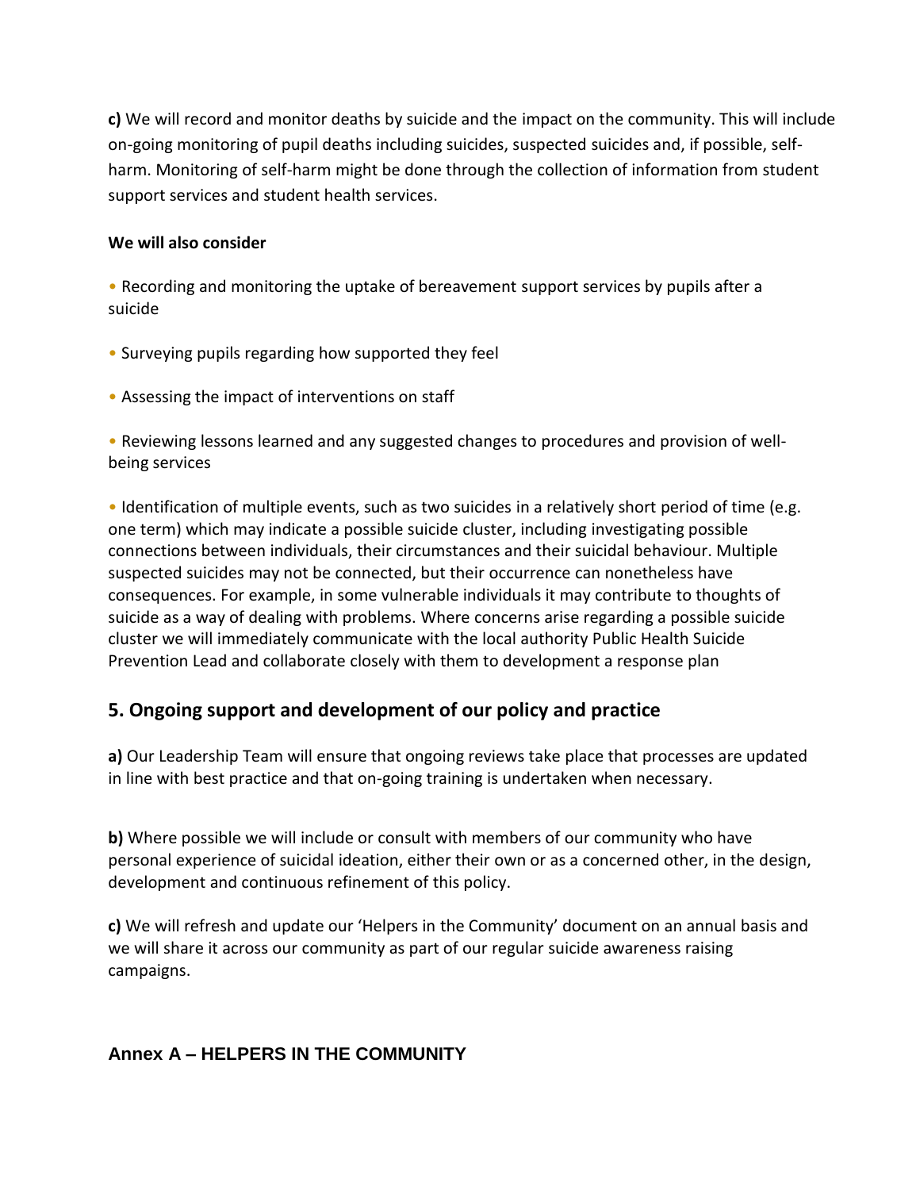**c)** We will record and monitor deaths by suicide and the impact on the community. This will include on-going monitoring of pupil deaths including suicides, suspected suicides and, if possible, self-harm. Monitoring of self-harm might be done through the collection of information from student support services and student health services.

**We will also consider**

- Recording and monitoring the uptake of bereavement support services by pupils after a suicide
- Surveying pupils regarding how supported they feel
- Assessing the impact of interventions on staff
- Reviewing lessons learned and any suggested changes to procedures and provision of well-being services
- Identification of multiple events, such as two suicides in a relatively short period of time (e.g. one term) which may indicate a possible suicide cluster, including investigating possible connections between individuals, their circumstances and their suicidal behaviour. Multiple suspected suicides may not be connected, but their occurrence can nonetheless have consequences. For example, in some vulnerable individuals it may contribute to thoughts of suicide as a way of dealing with problems. Where concerns arise regarding a possible suicide cluster we will immediately communicate with the local authority Public Health Suicide Prevention Lead and collaborate closely with them to development a response plan

## 5. Ongoing support and development of our policy and practice

**a)** Our Leadership Team will ensure that ongoing reviews take place that processes are updated in line with best practice and that on-going training is undertaken when necessary.

**b)** Where possible we will include or consult with members of our community who have personal experience of suicidal ideation, either their own or as a concerned other, in the design, development and continuous refinement of this policy.

**c)** We will refresh and update our 'Helpers in the Community' document on an annual basis and we will share it across our community as part of our regular suicide awareness raising campaigns.

## Annex A – HELPERS IN THE COMMUNITY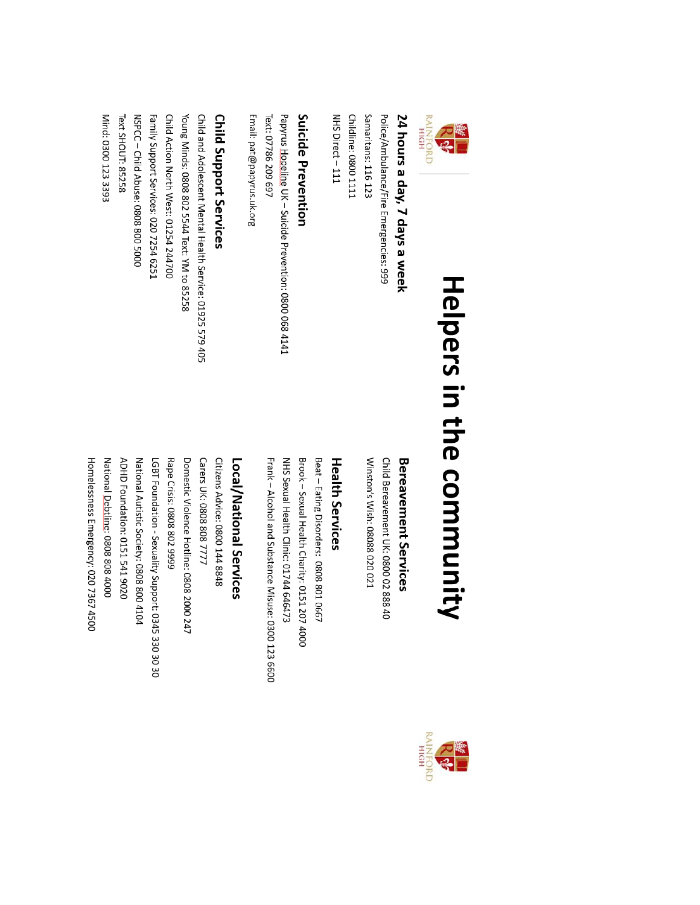# Helpers in the community

## 24 hours a day, 7 days a week

Police/Ambulance/Fire Emergencies: 999

Samaritans: 116 123

Childline: 0800 1111

NHS Direct – 111

## Suicide Prevention

Papyrus Hopeline UK – Suicide Prevention: 0800 068 4141

Text: 07786 209 697

Email: pat@papyrus.uk.org

## Child Support Services

Child and Adolescent Mental Health Service: 01925 579 405

Young Minds: 0808 802 5544 Text: YM to 85258

Child Action North West: 01254 244700

Family Support Services: 020 7254 6251

NSPCC – Child Abuse: 0808 800 5000

Text SHOUT: 85258

Mind: 0300 123 3393

## Bereavement Services

Child Bereavement UK: 0800 02 888 40

Winston's Wish: 08088 020 021

## Health Services

Beat – Eating Disorders: 0808 801 0667

Brook – Sexual Health Charity: 0151 207 4000

NHS Sexual Health Clinic: 01744 646473

Frank – Alcohol and Substance Misuse: 0300 123 6600

## Local/National Services

Citizens Advice: 0800 144 8848

Carers UK: 0808 808 7777

Domestic Violence Hotline: 0808 2000 247

Rape Crisis: 0808 802 9999

LGBT Foundation - Sexuality Support: 0345 330 30 30

National Autistic Society: 0808 800 4104

ADHD Foundation: 0151 541 9020

National Debtline: 0808 808 4000

Homelessness Emergency: 020 7367 4500